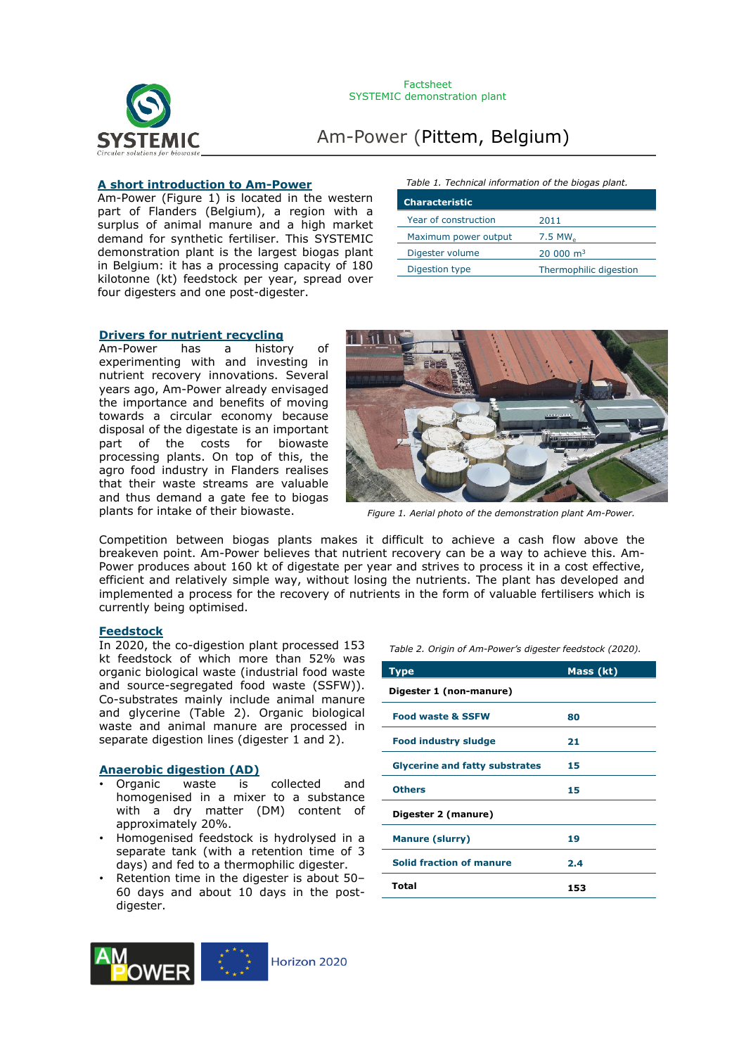Factsheet
SYSTEMIC demonstration plant

# Am-Power (Pittem, Belgium)

## A short introduction to Am-Power

Am-Power (Figure 1) is located in the western part of Flanders (Belgium), a region with a surplus of animal manure and a high market demand for synthetic fertiliser. This SYSTEMIC demonstration plant is the largest biogas plant in Belgium: it has a processing capacity of 180 kilotonne (kt) feedstock per year, spread over four digesters and one post-digester.

*Table 1. Technical information of the biogas plant.*

| Characteristic | |
|---|---|
| Year of construction | 2011 |
| Maximum power output | 7.5 $MW_e$ |
| Digester volume | 20 000 $m^3$ |
| Digestion type | Thermophilic digestion |

## Drivers for nutrient recycling

Am-Power has a history of experimenting with and investing in nutrient recovery innovations. Several years ago, Am-Power already envisaged the importance and benefits of moving towards a circular economy because disposal of the digestate is an important part of the costs for biowaste processing plants. On top of this, the agro food industry in Flanders realises that their waste streams are valuable and thus demand a gate fee to biogas plants for intake of their biowaste.

*Figure 1. Aerial photo of the demonstration plant Am-Power.*

Competition between biogas plants makes it difficult to achieve a cash flow above the breakeven point. Am-Power believes that nutrient recovery can be a way to achieve this. Am-Power produces about 160 kt of digestate per year and strives to process it in a cost effective, efficient and relatively simple way, without losing the nutrients. The plant has developed and implemented a process for the recovery of nutrients in the form of valuable fertilisers which is currently being optimised.

## Feedstock

In 2020, the co-digestion plant processed 153 kt feedstock of which more than 52% was organic biological waste (industrial food waste and source-segregated food waste (SSFW)). Co-substrates mainly include animal manure and glycerine (Table 2). Organic biological waste and animal manure are processed in separate digestion lines (digester 1 and 2).

*Table 2. Origin of Am-Power's digester feedstock (2020).*

| Type | Mass (kt) |
|---|---|
| **Digester 1 (non-manure)** | |
| Food waste & SSFW | 80 |
| Food industry sludge | 21 |
| Glycerine and fatty substrates | 15 |
| Others | 15 |
| **Digester 2 (manure)** | |
| Manure (slurry) | 19 |
| Solid fraction of manure | 2.4 |
| **Total** | **153** |

## Anaerobic digestion (AD)

- Organic waste is collected and homogenised in a mixer to a substance with a dry matter (DM) content of approximately 20%.
- Homogenised feedstock is hydrolysed in a separate tank (with a retention time of 3 days) and fed to a thermophilic digester.
- Retention time in the digester is about 50–60 days and about 10 days in the post-digester.

Horizon 2020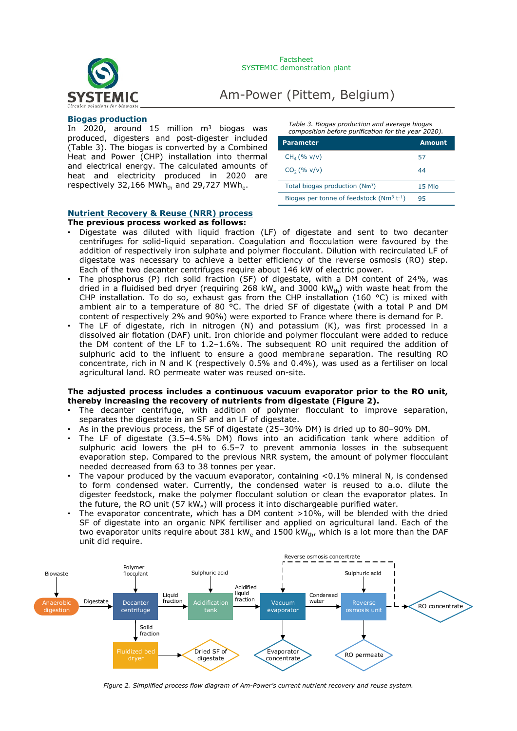Factsheet
SYSTEMIC demonstration plant

# Am-Power (Pittem, Belgium)

## Biogas production

In 2020, around 15 million m³ biogas was produced, digesters and post-digester included (Table 3). The biogas is converted by a Combined Heat and Power (CHP) installation into thermal and electrical energy. The calculated amounts of heat and electricity produced in 2020 are respectively 32,166 $MWh_{th}$ and 29,727 $MWh_e$.

*Table 3. Biogas production and average biogas composition before purification for the year 2020).*

| Parameter | Amount |
|---|---|
| $CH_4$ (% v/v) | 57 |
| $CO_2$ (% v/v) | 44 |
| Total biogas production (Nm³) | 15 Mio |
| Biogas per tonne of feedstock ($Nm^3$ $t^{-1}$) | 95 |

## Nutrient Recovery & Reuse (NRR) process

**The previous process worked as follows:**

- Digestate was diluted with liquid fraction (LF) of digestate and sent to two decanter centrifuges for solid-liquid separation. Coagulation and flocculation were favoured by the addition of respectively iron sulphate and polymer flocculant. Dilution with recirculated LF of digestate was necessary to achieve a better efficiency of the reverse osmosis (RO) step. Each of the two decanter centrifuges require about 146 kW of electric power.
- The phosphorus (P) rich solid fraction (SF) of digestate, with a DM content of 24%, was dried in a fluidised bed dryer (requiring 268 $kW_e$ and 3000 $kW_{th}$) with waste heat from the CHP installation. To do so, exhaust gas from the CHP installation (160 °C) is mixed with ambient air to a temperature of 80 °C. The dried SF of digestate (with a total P and DM content of respectively 2% and 90%) were exported to France where there is demand for P.
- The LF of digestate, rich in nitrogen (N) and potassium (K), was first processed in a dissolved air flotation (DAF) unit. Iron chloride and polymer flocculant were added to reduce the DM content of the LF to 1.2–1.6%. The subsequent RO unit required the addition of sulphuric acid to the influent to ensure a good membrane separation. The resulting RO concentrate, rich in N and K (respectively 0.5% and 0.4%), was used as a fertiliser on local agricultural land. RO permeate water was reused on-site.

**The adjusted process includes a continuous vacuum evaporator prior to the RO unit, thereby increasing the recovery of nutrients from digestate (Figure 2).**

- The decanter centrifuge, with addition of polymer flocculant to improve separation, separates the digestate in an SF and an LF of digestate.
- As in the previous process, the SF of digestate (25–30% DM) is dried up to 80–90% DM.
- The LF of digestate (3.5–4.5% DM) flows into an acidification tank where addition of sulphuric acid lowers the pH to 6.5–7 to prevent ammonia losses in the subsequent evaporation step. Compared to the previous NRR system, the amount of polymer flocculant needed decreased from 63 to 38 tonnes per year.
- The vapour produced by the vacuum evaporator, containing <0.1% mineral N, is condensed to form condensed water. Currently, the condensed water is reused to a.o. dilute the digester feedstock, make the polymer flocculant solution or clean the evaporator plates. In the future, the RO unit (57 $kW_e$) will process it into dischargeable purified water.
- The evaporator concentrate, which has a DM content >10%, will be blended with the dried SF of digestate into an organic NPK fertiliser and applied on agricultural land. Each of the two evaporator units require about 381 $kW_e$ and 1500 $kW_{th}$, which is a lot more than the DAF unit did require.

Biowaste → Anaerobic digestion → Digestate → Decanter centrifuge (Polymer flocculant) → Liquid fraction → Acidification tank (Sulphuric acid) → Acidified liquid fraction → Vacuum evaporator → Condensed water → Reverse osmosis unit (Sulphuric acid) → RO concentrate / RO permeate; Decanter centrifuge → Solid fraction → Fluidized bed dryer → Dried SF of digestate; Vacuum evaporator → Evaporator concentrate; Reverse osmosis concentrate (recirculated to vacuum evaporator)

*Figure 2. Simplified process flow diagram of Am-Power's current nutrient recovery and reuse system.*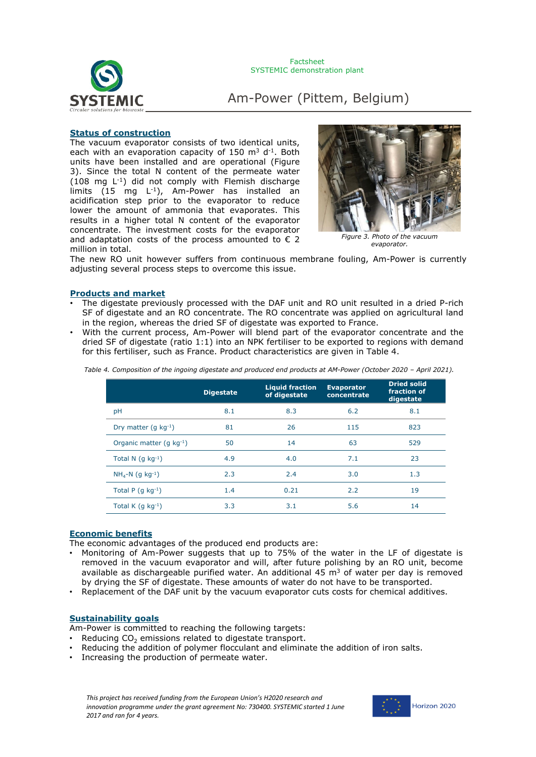Factsheet
SYSTEMIC demonstration plant

# Am-Power (Pittem, Belgium)

## Status of construction

The vacuum evaporator consists of two identical units, each with an evaporation capacity of 150 $m^3$ $d^{-1}$. Both units have been installed and are operational (Figure 3). Since the total N content of the permeate water (108 mg $L^{-1}$) did not comply with Flemish discharge limits (15 mg $L^{-1}$), Am-Power has installed an acidification step prior to the evaporator to reduce lower the amount of ammonia that evaporates. This results in a higher total N content of the evaporator concentrate. The investment costs for the evaporator and adaptation costs of the process amounted to € 2 million in total.

*Figure 3. Photo of the vacuum evaporator.*

The new RO unit however suffers from continuous membrane fouling, Am-Power is currently adjusting several process steps to overcome this issue.

## Products and market

- The digestate previously processed with the DAF unit and RO unit resulted in a dried P-rich SF of digestate and an RO concentrate. The RO concentrate was applied on agricultural land in the region, whereas the dried SF of digestate was exported to France.
- With the current process, Am-Power will blend part of the evaporator concentrate and the dried SF of digestate (ratio 1:1) into an NPK fertiliser to be exported to regions with demand for this fertiliser, such as France. Product characteristics are given in Table 4.

*Table 4. Composition of the ingoing digestate and produced end products at AM-Power (October 2020 – April 2021).*

| | Digestate | Liquid fraction of digestate | Evaporator concentrate | Dried solid fraction of digestate |
|---|---|---|---|---|
| pH | 8.1 | 8.3 | 6.2 | 8.1 |
| Dry matter (g $kg^{-1}$) | 81 | 26 | 115 | 823 |
| Organic matter (g $kg^{-1}$) | 50 | 14 | 63 | 529 |
| Total N (g $kg^{-1}$) | 4.9 | 4.0 | 7.1 | 23 |
| $NH_4$-N (g $kg^{-1}$) | 2.3 | 2.4 | 3.0 | 1.3 |
| Total P (g $kg^{-1}$) | 1.4 | 0.21 | 2.2 | 19 |
| Total K (g $kg^{-1}$) | 3.3 | 3.1 | 5.6 | 14 |

## Economic benefits

The economic advantages of the produced end products are:

- Monitoring of Am-Power suggests that up to 75% of the water in the LF of digestate is removed in the vacuum evaporator and will, after future polishing by an RO unit, become available as dischargeable purified water. An additional 45 $m^3$ of water per day is removed by drying the SF of digestate. These amounts of water do not have to be transported.
- Replacement of the DAF unit by the vacuum evaporator cuts costs for chemical additives.

## Sustainability goals

Am-Power is committed to reaching the following targets:

- Reducing $CO_2$ emissions related to digestate transport.
- Reducing the addition of polymer flocculant and eliminate the addition of iron salts.
- Increasing the production of permeate water.

*This project has received funding from the European Union's H2020 research and innovation programme under the grant agreement No: 730400. SYSTEMIC started 1 June 2017 and ran for 4 years.*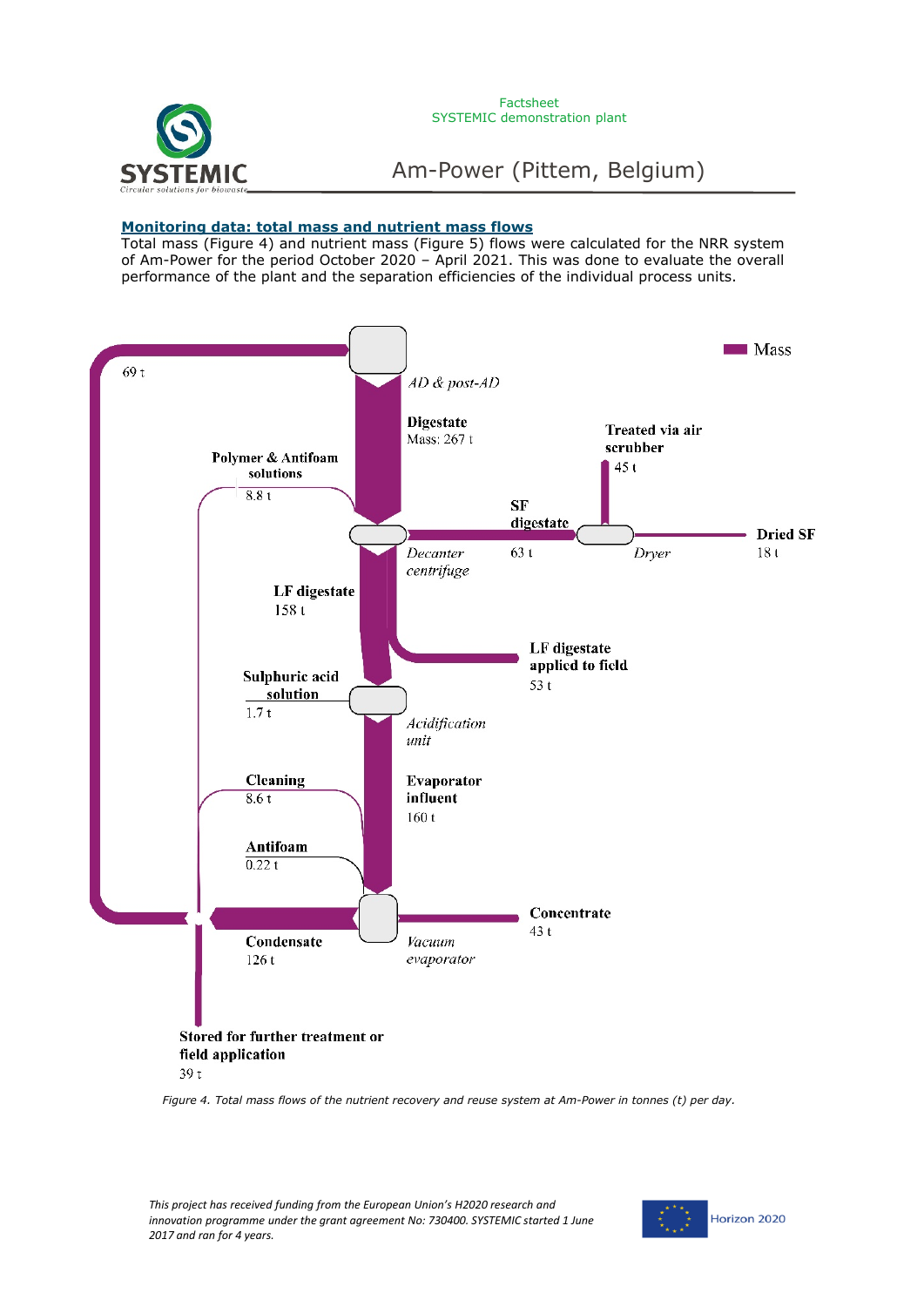## Monitoring data: total mass and nutrient mass flows

Total mass (Figure 4) and nutrient mass (Figure 5) flows were calculated for the NRR system of Am-Power for the period October 2020 – April 2021. This was done to evaluate the overall performance of the plant and the separation efficiencies of the individual process units.

*Figure 4. Total mass flows of the nutrient recovery and reuse system at Am-Power in tonnes (t) per day.*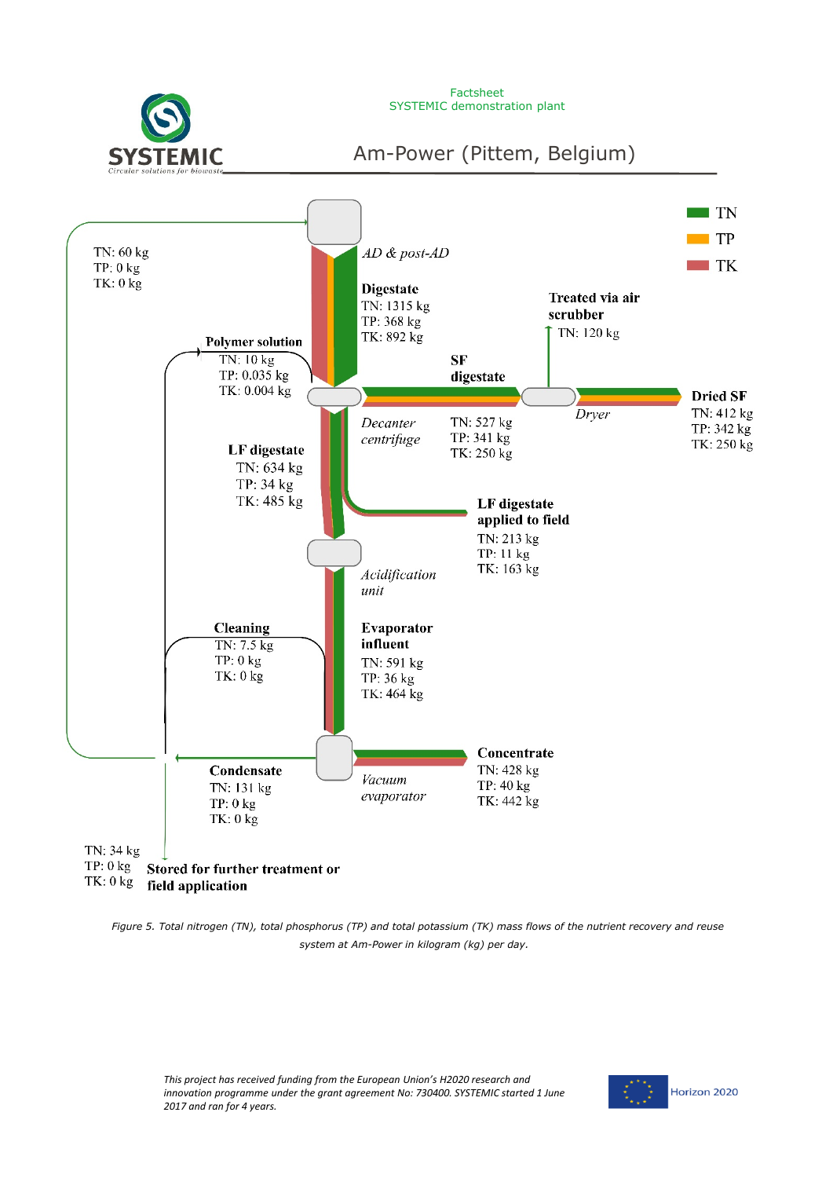Factsheet
SYSTEMIC demonstration plant

# Am-Power (Pittem, Belgium)

TN
TP
TK

TN: 60 kg
TP: 0 kg
TK: 0 kg

*AD & post-AD*

**Digestate**
TN: 1315 kg
TP: 368 kg
TK: 892 kg

**Treated via air scrubber**
TN: 120 kg

**Polymer solution**
TN: 10 kg
TP: 0.035 kg
TK: 0.004 kg

**SF digestate**
TN: 527 kg
TP: 341 kg
TK: 250 kg

*Decanter centrifuge*

*Dryer*

**Dried SF**
TN: 412 kg
TP: 342 kg
TK: 250 kg

**LF digestate**
TN: 634 kg
TP: 34 kg
TK: 485 kg

**LF digestate applied to field**
TN: 213 kg
TP: 11 kg
TK: 163 kg

*Acidification unit*

**Cleaning**
TN: 7.5 kg
TP: 0 kg
TK: 0 kg

**Evaporator influent**
TN: 591 kg
TP: 36 kg
TK: 464 kg

**Condensate**
TN: 131 kg
TP: 0 kg
TK: 0 kg

*Vacuum evaporator*

**Concentrate**
TN: 428 kg
TP: 40 kg
TK: 442 kg

TN: 34 kg
TP: 0 kg
TK: 0 kg
**Stored for further treatment or field application**

*Figure 5. Total nitrogen (TN), total phosphorus (TP) and total potassium (TK) mass flows of the nutrient recovery and reuse system at Am-Power in kilogram (kg) per day.*

*This project has received funding from the European Union's H2020 research and innovation programme under the grant agreement No: 730400. SYSTEMIC started 1 June 2017 and ran for 4 years.*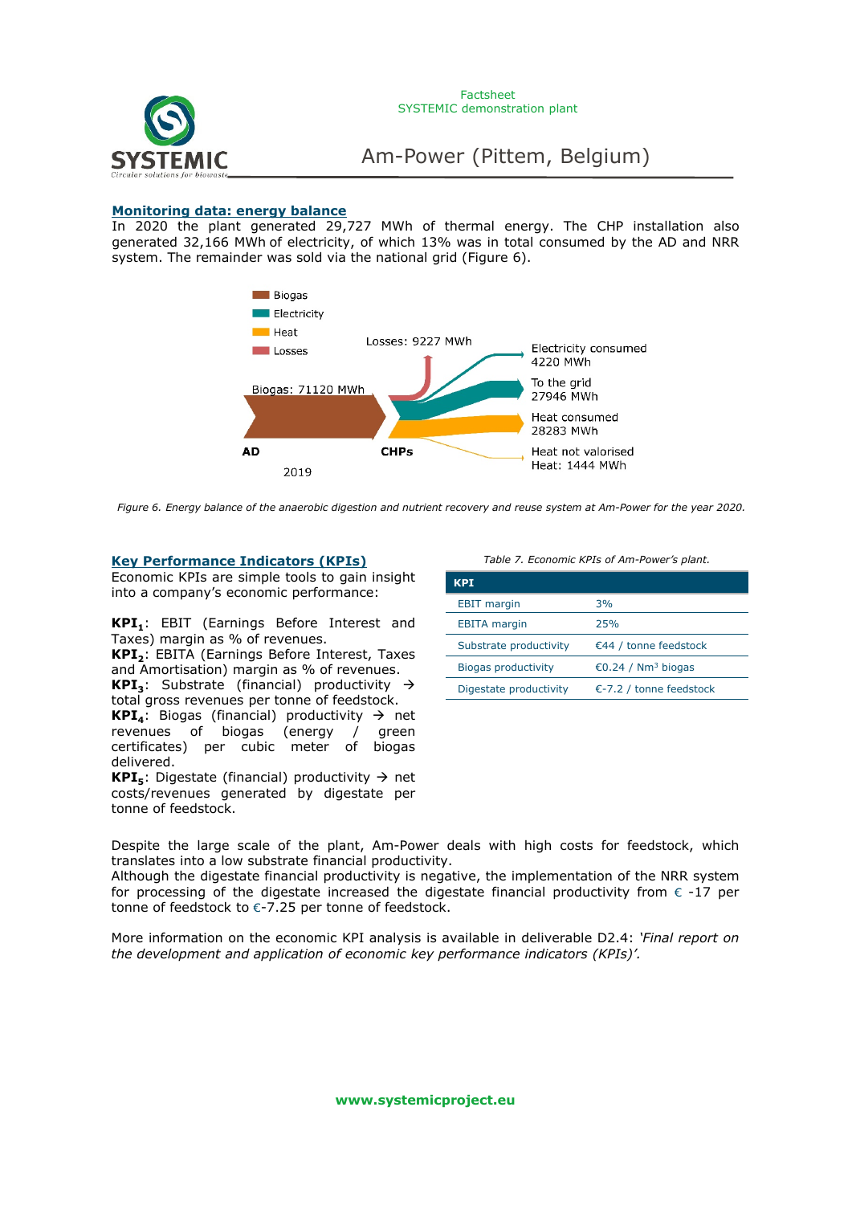Factsheet
SYSTEMIC demonstration plant

# Am-Power (Pittem, Belgium)

## Monitoring data: energy balance

In 2020 the plant generated 29,727 MWh of thermal energy. The CHP installation also generated 32,166 MWh of electricity, of which 13% was in total consumed by the AD and NRR system. The remainder was sold via the national grid (Figure 6).

Biogas
Electricity
Heat
Losses

Losses: 9227 MWh

Biogas: 71120 MWh

Electricity consumed
4220 MWh

To the grid
27946 MWh

Heat consumed
28283 MWh

Heat not valorised
Heat: 1444 MWh

AD

CHPs

2019

*Figure 6. Energy balance of the anaerobic digestion and nutrient recovery and reuse system at Am-Power for the year 2020.*

## Key Performance Indicators (KPIs)

Economic KPIs are simple tools to gain insight into a company's economic performance:

**KPI$_1$**: EBIT (Earnings Before Interest and Taxes) margin as % of revenues.
**KPI$_2$**: EBITA (Earnings Before Interest, Taxes and Amortisation) margin as % of revenues.
**KPI$_3$**: Substrate (financial) productivity → total gross revenues per tonne of feedstock.
**KPI$_4$**: Biogas (financial) productivity → net revenues of biogas (energy / green certificates) per cubic meter of biogas delivered.
**KPI$_5$**: Digestate (financial) productivity → net costs/revenues generated by digestate per tonne of feedstock.

*Table 7. Economic KPIs of Am-Power's plant.*

| KPI | |
|---|---|
| EBIT margin | 3% |
| EBITA margin | 25% |
| Substrate productivity | €44 / tonne feedstock |
| Biogas productivity | €0.24 / Nm³ biogas |
| Digestate productivity | €-7.2 / tonne feedstock |

Despite the large scale of the plant, Am-Power deals with high costs for feedstock, which translates into a low substrate financial productivity.
Although the digestate financial productivity is negative, the implementation of the NRR system for processing of the digestate increased the digestate financial productivity from € -17 per tonne of feedstock to €-7.25 per tonne of feedstock.

More information on the economic KPI analysis is available in deliverable D2.4: *'Final report on the development and application of economic key performance indicators (KPIs)'.*

**www.systemicproject.eu**